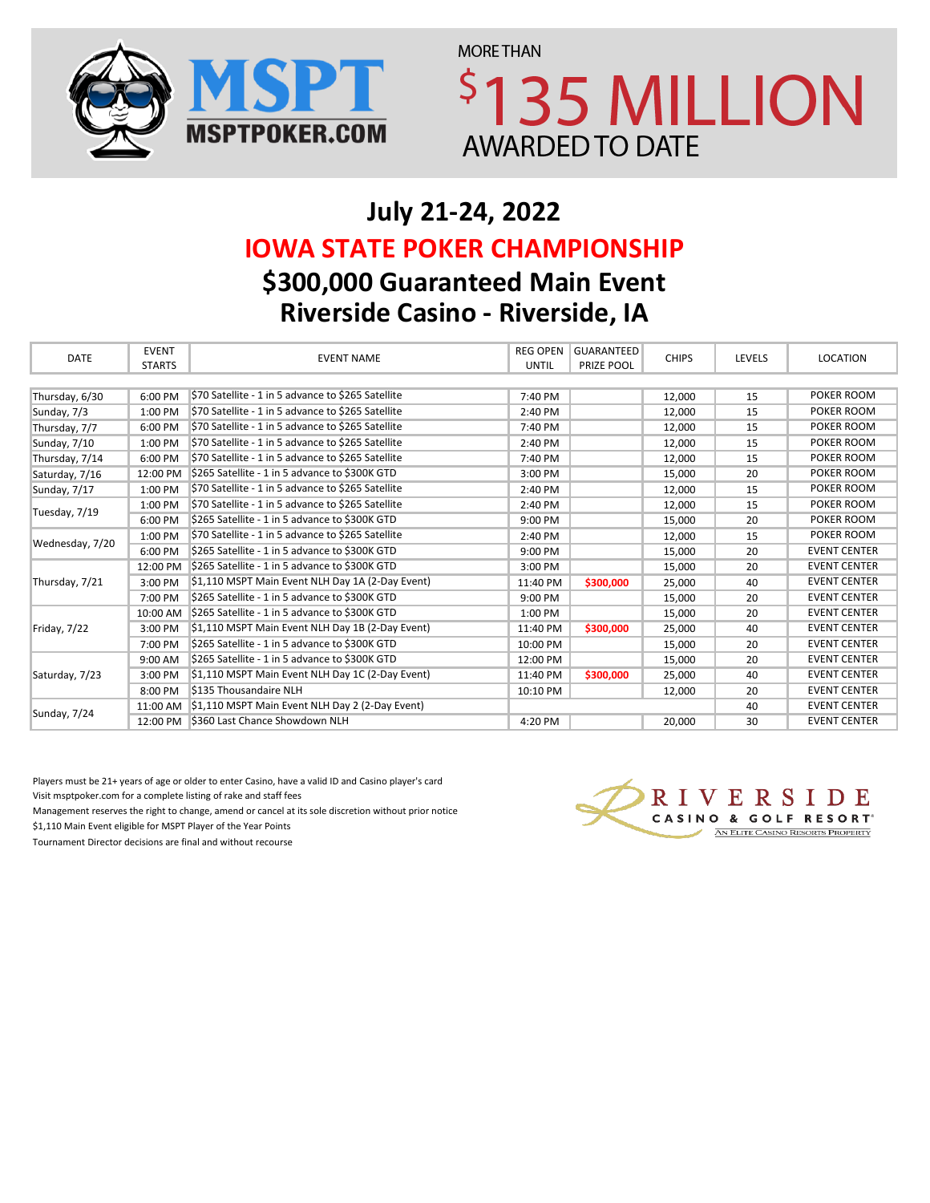MSPT

MSPTPOKER.COM

MORE THAN

$135 MILLION

AWARDED TO DATE

## July 21-24, 2022

## IOWA STATE POKER CHAMPIONSHIP

## $300,000 Guaranteed Main Event

## Riverside Casino - Riverside, IA

| DATE | EVENT STARTS | EVENT NAME | REG OPEN UNTIL | GUARANTEED PRIZE POOL | CHIPS | LEVELS | LOCATION |
|---|---|---|---|---|---|---|---|
| Thursday, 6/30 | 6:00 PM | $70 Satellite - 1 in 5 advance to $265 Satellite | 7:40 PM | | 12,000 | 15 | POKER ROOM |
| Sunday, 7/3 | 1:00 PM | $70 Satellite - 1 in 5 advance to $265 Satellite | 2:40 PM | | 12,000 | 15 | POKER ROOM |
| Thursday, 7/7 | 6:00 PM | $70 Satellite - 1 in 5 advance to $265 Satellite | 7:40 PM | | 12,000 | 15 | POKER ROOM |
| Sunday, 7/10 | 1:00 PM | $70 Satellite - 1 in 5 advance to $265 Satellite | 2:40 PM | | 12,000 | 15 | POKER ROOM |
| Thursday, 7/14 | 6:00 PM | $70 Satellite - 1 in 5 advance to $265 Satellite | 7:40 PM | | 12,000 | 15 | POKER ROOM |
| Saturday, 7/16 | 12:00 PM | $265 Satellite - 1 in 5 advance to $300K GTD | 3:00 PM | | 15,000 | 20 | POKER ROOM |
| Sunday, 7/17 | 1:00 PM | $70 Satellite - 1 in 5 advance to $265 Satellite | 2:40 PM | | 12,000 | 15 | POKER ROOM |
| Tuesday, 7/19 | 1:00 PM | $70 Satellite - 1 in 5 advance to $265 Satellite | 2:40 PM | | 12,000 | 15 | POKER ROOM |
| | 6:00 PM | $265 Satellite - 1 in 5 advance to $300K GTD | 9:00 PM | | 15,000 | 20 | POKER ROOM |
| Wednesday, 7/20 | 1:00 PM | $70 Satellite - 1 in 5 advance to $265 Satellite | 2:40 PM | | 12,000 | 15 | POKER ROOM |
| | 6:00 PM | $265 Satellite - 1 in 5 advance to $300K GTD | 9:00 PM | | 15,000 | 20 | EVENT CENTER |
| Thursday, 7/21 | 12:00 PM | $265 Satellite - 1 in 5 advance to $300K GTD | 3:00 PM | | 15,000 | 20 | EVENT CENTER |
| | 3:00 PM | $1,110 MSPT Main Event NLH Day 1A (2-Day Event) | 11:40 PM | $300,000 | 25,000 | 40 | EVENT CENTER |
| | 7:00 PM | $265 Satellite - 1 in 5 advance to $300K GTD | 9:00 PM | | 15,000 | 20 | EVENT CENTER |
| Friday, 7/22 | 10:00 AM | $265 Satellite - 1 in 5 advance to $300K GTD | 1:00 PM | | 15,000 | 20 | EVENT CENTER |
| | 3:00 PM | $1,110 MSPT Main Event NLH Day 1B (2-Day Event) | 11:40 PM | $300,000 | 25,000 | 40 | EVENT CENTER |
| | 7:00 PM | $265 Satellite - 1 in 5 advance to $300K GTD | 10:00 PM | | 15,000 | 20 | EVENT CENTER |
| Saturday, 7/23 | 9:00 AM | $265 Satellite - 1 in 5 advance to $300K GTD | 12:00 PM | | 15,000 | 20 | EVENT CENTER |
| | 3:00 PM | $1,110 MSPT Main Event NLH Day 1C (2-Day Event) | 11:40 PM | $300,000 | 25,000 | 40 | EVENT CENTER |
| | 8:00 PM | $135 Thousandaire NLH | 10:10 PM | | 12,000 | 20 | EVENT CENTER |
| Sunday, 7/24 | 11:00 AM | $1,110 MSPT Main Event NLH Day 2 (2-Day Event) | | | | 40 | EVENT CENTER |
| | 12:00 PM | $360 Last Chance Showdown NLH | 4:20 PM | | 20,000 | 30 | EVENT CENTER |

Players must be 21+ years of age or older to enter Casino, have a valid ID and Casino player's card

Visit msptpoker.com for a complete listing of rake and staff fees

Management reserves the right to change, amend or cancel at its sole discretion without prior notice

$1,110 Main Event eligible for MSPT Player of the Year Points

Tournament Director decisions are final and without recourse

RIVERSIDE CASINO & GOLF RESORT

AN ELITE CASINO RESORTS PROPERTY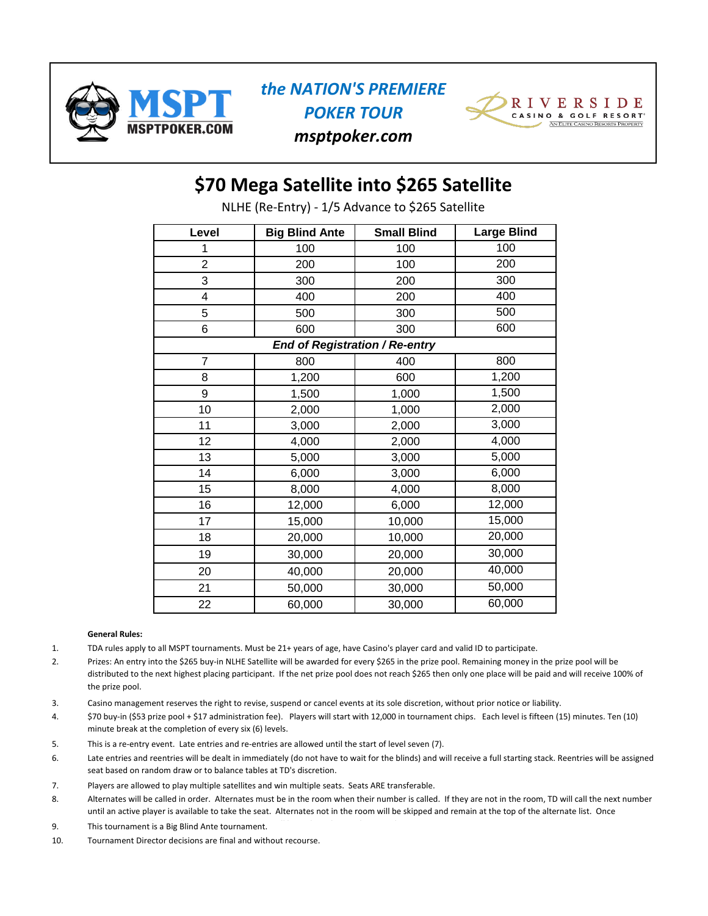MSPT MSPTPOKER.COM

*the NATION'S PREMIERE POKER TOUR*

***msptpoker.com***

RIVERSIDE CASINO & GOLF RESORT — AN ELITE CASINO RESORTS PROPERTY

# $70 Mega Satellite into $265 Satellite

NLHE (Re-Entry) - 1/5 Advance to $265 Satellite

| Level | Big Blind Ante | Small Blind | Large Blind |
|---|---|---|---|
| 1 | 100 | 100 | 100 |
| 2 | 200 | 100 | 200 |
| 3 | 300 | 200 | 300 |
| 4 | 400 | 200 | 400 |
| 5 | 500 | 300 | 500 |
| 6 | 600 | 300 | 600 |
| ***End of Registration / Re-entry*** | | | |
| 7 | 800 | 400 | 800 |
| 8 | 1,200 | 600 | 1,200 |
| 9 | 1,500 | 1,000 | 1,500 |
| 10 | 2,000 | 1,000 | 2,000 |
| 11 | 3,000 | 2,000 | 3,000 |
| 12 | 4,000 | 2,000 | 4,000 |
| 13 | 5,000 | 3,000 | 5,000 |
| 14 | 6,000 | 3,000 | 6,000 |
| 15 | 8,000 | 4,000 | 8,000 |
| 16 | 12,000 | 6,000 | 12,000 |
| 17 | 15,000 | 10,000 | 15,000 |
| 18 | 20,000 | 10,000 | 20,000 |
| 19 | 30,000 | 20,000 | 30,000 |
| 20 | 40,000 | 20,000 | 40,000 |
| 21 | 50,000 | 30,000 | 50,000 |
| 22 | 60,000 | 30,000 | 60,000 |

**General Rules:**

1. TDA rules apply to all MSPT tournaments. Must be 21+ years of age, have Casino's player card and valid ID to participate.
2. Prizes: An entry into the $265 buy-in NLHE Satellite will be awarded for every $265 in the prize pool. Remaining money in the prize pool will be distributed to the next highest placing participant. If the net prize pool does not reach $265 then only one place will be paid and will receive 100% of the prize pool.
3. Casino management reserves the right to revise, suspend or cancel events at its sole discretion, without prior notice or liability.
4. $70 buy-in ($53 prize pool + $17 administration fee). Players will start with 12,000 in tournament chips. Each level is fifteen (15) minutes. Ten (10) minute break at the completion of every six (6) levels.
5. This is a re-entry event. Late entries and re-entries are allowed until the start of level seven (7).
6. Late entries and reentries will be dealt in immediately (do not have to wait for the blinds) and will receive a full starting stack. Reentries will be assigned seat based on random draw or to balance tables at TD's discretion.
7. Players are allowed to play multiple satellites and win multiple seats. Seats ARE transferable.
8. Alternates will be called in order. Alternates must be in the room when their number is called. If they are not in the room, TD will call the next number until an active player is available to take the seat. Alternates not in the room will be skipped and remain at the top of the alternate list. Once
9. This tournament is a Big Blind Ante tournament.
10. Tournament Director decisions are final and without recourse.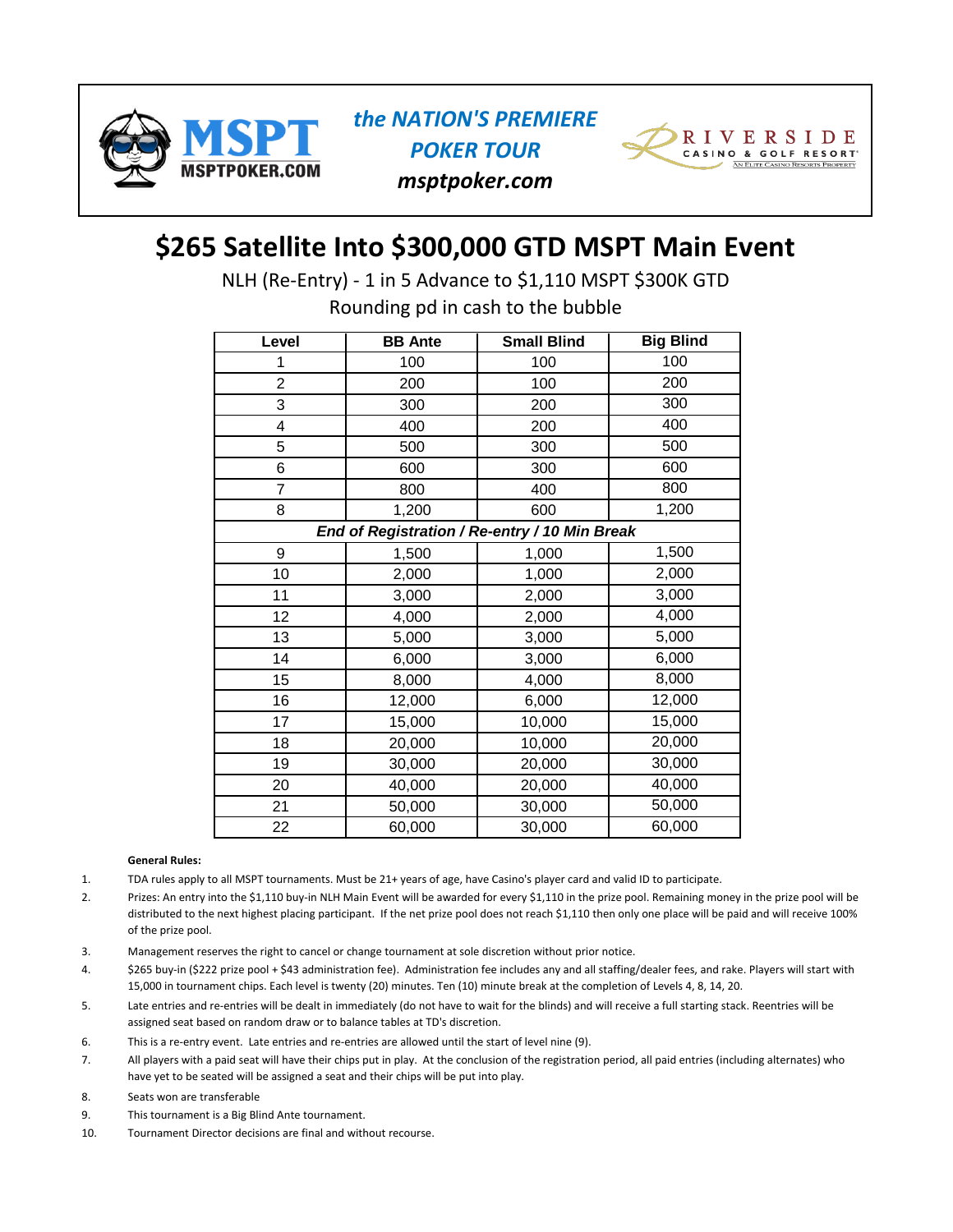MSPT MSPTPOKER.COM

*the NATION'S PREMIERE POKER TOUR*

***msptpoker.com***

RIVERSIDE CASINO & GOLF RESORT — AN ELITE CASINO RESORTS PROPERTY

# $265 Satellite Into $300,000 GTD MSPT Main Event

NLH (Re-Entry) - 1 in 5 Advance to $1,110 MSPT $300K GTD

Rounding pd in cash to the bubble

| Level | BB Ante | Small Blind | Big Blind |
|---|---|---|---|
| 1 | 100 | 100 | 100 |
| 2 | 200 | 100 | 200 |
| 3 | 300 | 200 | 300 |
| 4 | 400 | 200 | 400 |
| 5 | 500 | 300 | 500 |
| 6 | 600 | 300 | 600 |
| 7 | 800 | 400 | 800 |
| 8 | 1,200 | 600 | 1,200 |
| ***End of Registration / Re-entry / 10 Min Break*** | | | |
| 9 | 1,500 | 1,000 | 1,500 |
| 10 | 2,000 | 1,000 | 2,000 |
| 11 | 3,000 | 2,000 | 3,000 |
| 12 | 4,000 | 2,000 | 4,000 |
| 13 | 5,000 | 3,000 | 5,000 |
| 14 | 6,000 | 3,000 | 6,000 |
| 15 | 8,000 | 4,000 | 8,000 |
| 16 | 12,000 | 6,000 | 12,000 |
| 17 | 15,000 | 10,000 | 15,000 |
| 18 | 20,000 | 10,000 | 20,000 |
| 19 | 30,000 | 20,000 | 30,000 |
| 20 | 40,000 | 20,000 | 40,000 |
| 21 | 50,000 | 30,000 | 50,000 |
| 22 | 60,000 | 30,000 | 60,000 |

**General Rules:**

1. TDA rules apply to all MSPT tournaments. Must be 21+ years of age, have Casino's player card and valid ID to participate.
2. Prizes: An entry into the $1,110 buy-in NLH Main Event will be awarded for every $1,110 in the prize pool. Remaining money in the prize pool will be distributed to the next highest placing participant. If the net prize pool does not reach $1,110 then only one place will be paid and will receive 100% of the prize pool.
3. Management reserves the right to cancel or change tournament at sole discretion without prior notice.
4. $265 buy-in ($222 prize pool + $43 administration fee). Administration fee includes any and all staffing/dealer fees, and rake. Players will start with 15,000 in tournament chips. Each level is twenty (20) minutes. Ten (10) minute break at the completion of Levels 4, 8, 14, 20.
5. Late entries and re-entries will be dealt in immediately (do not have to wait for the blinds) and will receive a full starting stack. Reentries will be assigned seat based on random draw or to balance tables at TD's discretion.
6. This is a re-entry event. Late entries and re-entries are allowed until the start of level nine (9).
7. All players with a paid seat will have their chips put in play. At the conclusion of the registration period, all paid entries (including alternates) who have yet to be seated will be assigned a seat and their chips will be put into play.
8. Seats won are transferable
9. This tournament is a Big Blind Ante tournament.
10. Tournament Director decisions are final and without recourse.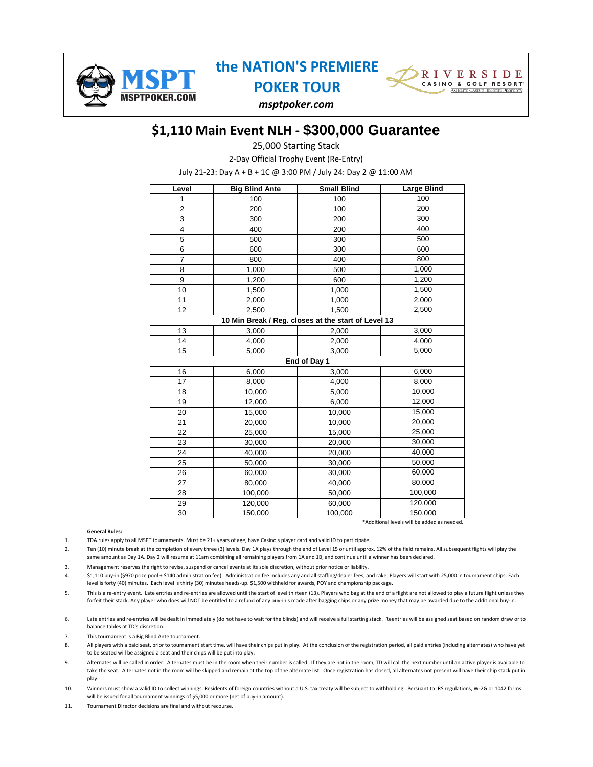MSPT MSPTPOKER.COM

**the NATION'S PREMIERE POKER TOUR**

*msptpoker.com*

RIVERSIDE CASINO & GOLF RESORT — An Elite Casino Resorts Property

# $1,110 Main Event NLH - $300,000 Guarantee

25,000 Starting Stack

2-Day Official Trophy Event (Re-Entry)

July 21-23: Day A + B + 1C @ 3:00 PM / July 24: Day 2 @ 11:00 AM

| Level | Big Blind Ante | Small Blind | Large Blind |
|---|---|---|---|
| 1 | 100 | 100 | 100 |
| 2 | 200 | 100 | 200 |
| 3 | 300 | 200 | 300 |
| 4 | 400 | 200 | 400 |
| 5 | 500 | 300 | 500 |
| 6 | 600 | 300 | 600 |
| 7 | 800 | 400 | 800 |
| 8 | 1,000 | 500 | 1,000 |
| 9 | 1,200 | 600 | 1,200 |
| 10 | 1,500 | 1,000 | 1,500 |
| 11 | 2,000 | 1,000 | 2,000 |
| 12 | 2,500 | 1,500 | 2,500 |
| **10 Min Break / Reg. closes at the start of Level 13** | | | |
| 13 | 3,000 | 2,000 | 3,000 |
| 14 | 4,000 | 2,000 | 4,000 |
| 15 | 5,000 | 3,000 | 5,000 |
| **End of Day 1** | | | |
| 16 | 6,000 | 3,000 | 6,000 |
| 17 | 8,000 | 4,000 | 8,000 |
| 18 | 10,000 | 5,000 | 10,000 |
| 19 | 12,000 | 6,000 | 12,000 |
| 20 | 15,000 | 10,000 | 15,000 |
| 21 | 20,000 | 10,000 | 20,000 |
| 22 | 25,000 | 15,000 | 25,000 |
| 23 | 30,000 | 20,000 | 30,000 |
| 24 | 40,000 | 20,000 | 40,000 |
| 25 | 50,000 | 30,000 | 50,000 |
| 26 | 60,000 | 30,000 | 60,000 |
| 27 | 80,000 | 40,000 | 80,000 |
| 28 | 100,000 | 50,000 | 100,000 |
| 29 | 120,000 | 60,000 | 120,000 |
| 30 | 150,000 | 100,000 | 150,000 |

*Additional levels will be added as needed.

**General Rules:**

1. TDA rules apply to all MSPT tournaments. Must be 21+ years of age, have Casino's player card and valid ID to participate.
2. Ten (10) minute break at the completion of every three (3) levels. Day 1A plays through the end of Level 15 or until approx. 12% of the field remains. All subsequent flights will play the same amount as Day 1A. Day 2 will resume at 11am combining all remaining players from 1A and 1B, and continue until a winner has been declared.
3. Management reserves the right to revise, suspend or cancel events at its sole discretion, without prior notice or liability.
4. $1,110 buy-in ($970 prize pool + $140 administration fee). Administration fee includes any and all staffing/dealer fees, and rake. Players will start with 25,000 in tournament chips. Each level is forty (40) minutes. Each level is thirty (30) minutes heads-up. $1,500 withheld for awards, POY and championship package.
5. This is a re-entry event. Late entries and re-entries are allowed until the start of level thirteen (13). Players who bag at the end of a flight are not allowed to play a future flight unless they forfeit their stack. Any player who does will NOT be entitled to a refund of any buy-in's made after bagging chips or any prize money that may be awarded due to the additional buy-in.
6. Late entries and re-entries will be dealt in immediately (do not have to wait for the blinds) and will receive a full starting stack. Reentries will be assigned seat based on random draw or to balance tables at TD's discretion.
7. This tournament is a Big Blind Ante tournament.
8. All players with a paid seat, prior to tournament start time, will have their chips put in play. At the conclusion of the registration period, all paid entries (including alternates) who have yet to be seated will be assigned a seat and their chips will be put into play.
9. Alternates will be called in order. Alternates must be in the room when their number is called. If they are not in the room, TD will call the next number until an active player is available to take the seat. Alternates not in the room will be skipped and remain at the top of the alternate list. Once registration has closed, all alternates not present will have their chip stack put in play.
10. Winners must show a valid ID to collect winnings. Residents of foreign countries without a U.S. tax treaty will be subject to withholding. Persuant to IRS regulations, W-2G or 1042 forms will be issued for all tournament winnings of $5,000 or more (net of buy-in amount).
11. Tournament Director decisions are final and without recourse.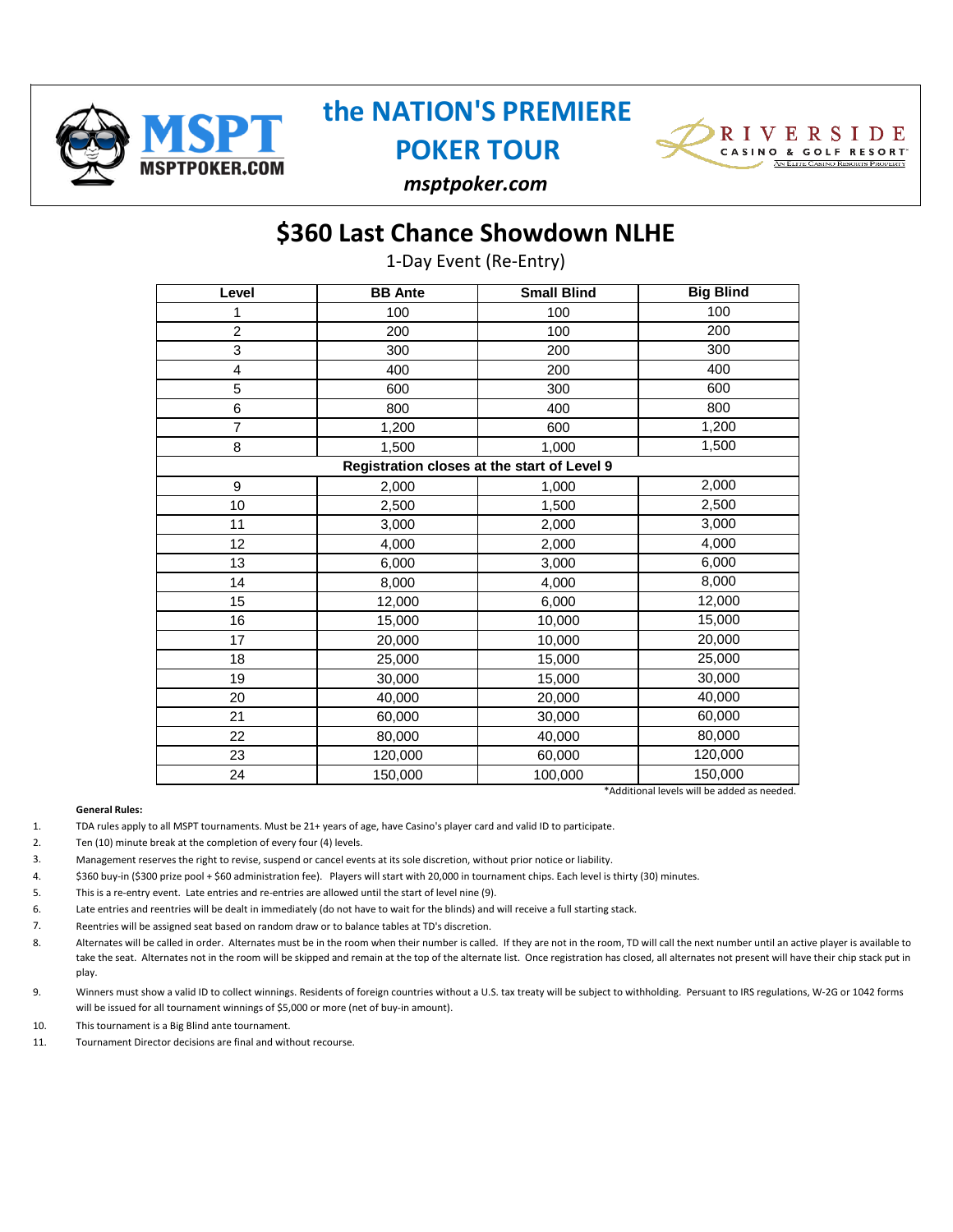MSPT MSPTPOKER.COM

# the NATION'S PREMIERE POKER TOUR

***msptpoker.com***

RIVERSIDE CASINO & GOLF RESORT
AN ELITE CASINO RESORTS PROPERTY

## $360 Last Chance Showdown NLHE

1-Day Event (Re-Entry)

| Level | BB Ante | Small Blind | Big Blind |
|---|---|---|---|
| 1 | 100 | 100 | 100 |
| 2 | 200 | 100 | 200 |
| 3 | 300 | 200 | 300 |
| 4 | 400 | 200 | 400 |
| 5 | 600 | 300 | 600 |
| 6 | 800 | 400 | 800 |
| 7 | 1,200 | 600 | 1,200 |
| 8 | 1,500 | 1,000 | 1,500 |
| **Registration closes at the start of Level 9** | | | |
| 9 | 2,000 | 1,000 | 2,000 |
| 10 | 2,500 | 1,500 | 2,500 |
| 11 | 3,000 | 2,000 | 3,000 |
| 12 | 4,000 | 2,000 | 4,000 |
| 13 | 6,000 | 3,000 | 6,000 |
| 14 | 8,000 | 4,000 | 8,000 |
| 15 | 12,000 | 6,000 | 12,000 |
| 16 | 15,000 | 10,000 | 15,000 |
| 17 | 20,000 | 10,000 | 20,000 |
| 18 | 25,000 | 15,000 | 25,000 |
| 19 | 30,000 | 15,000 | 30,000 |
| 20 | 40,000 | 20,000 | 40,000 |
| 21 | 60,000 | 30,000 | 60,000 |
| 22 | 80,000 | 40,000 | 80,000 |
| 23 | 120,000 | 60,000 | 120,000 |
| 24 | 150,000 | 100,000 | 150,000 |

*Additional levels will be added as needed.

**General Rules:**

1. TDA rules apply to all MSPT tournaments. Must be 21+ years of age, have Casino's player card and valid ID to participate.
2. Ten (10) minute break at the completion of every four (4) levels.
3. Management reserves the right to revise, suspend or cancel events at its sole discretion, without prior notice or liability.
4. $360 buy-in ($300 prize pool + $60 administration fee). Players will start with 20,000 in tournament chips. Each level is thirty (30) minutes.
5. This is a re-entry event. Late entries and re-entries are allowed until the start of level nine (9).
6. Late entries and reentries will be dealt in immediately (do not have to wait for the blinds) and will receive a full starting stack.
7. Reentries will be assigned seat based on random draw or to balance tables at TD's discretion.
8. Alternates will be called in order. Alternates must be in the room when their number is called. If they are not in the room, TD will call the next number until an active player is available to take the seat. Alternates not in the room will be skipped and remain at the top of the alternate list. Once registration has closed, all alternates not present will have their chip stack put in play.
9. Winners must show a valid ID to collect winnings. Residents of foreign countries without a U.S. tax treaty will be subject to withholding. Persuant to IRS regulations, W-2G or 1042 forms will be issued for all tournament winnings of $5,000 or more (net of buy-in amount).
10. This tournament is a Big Blind ante tournament.
11. Tournament Director decisions are final and without recourse.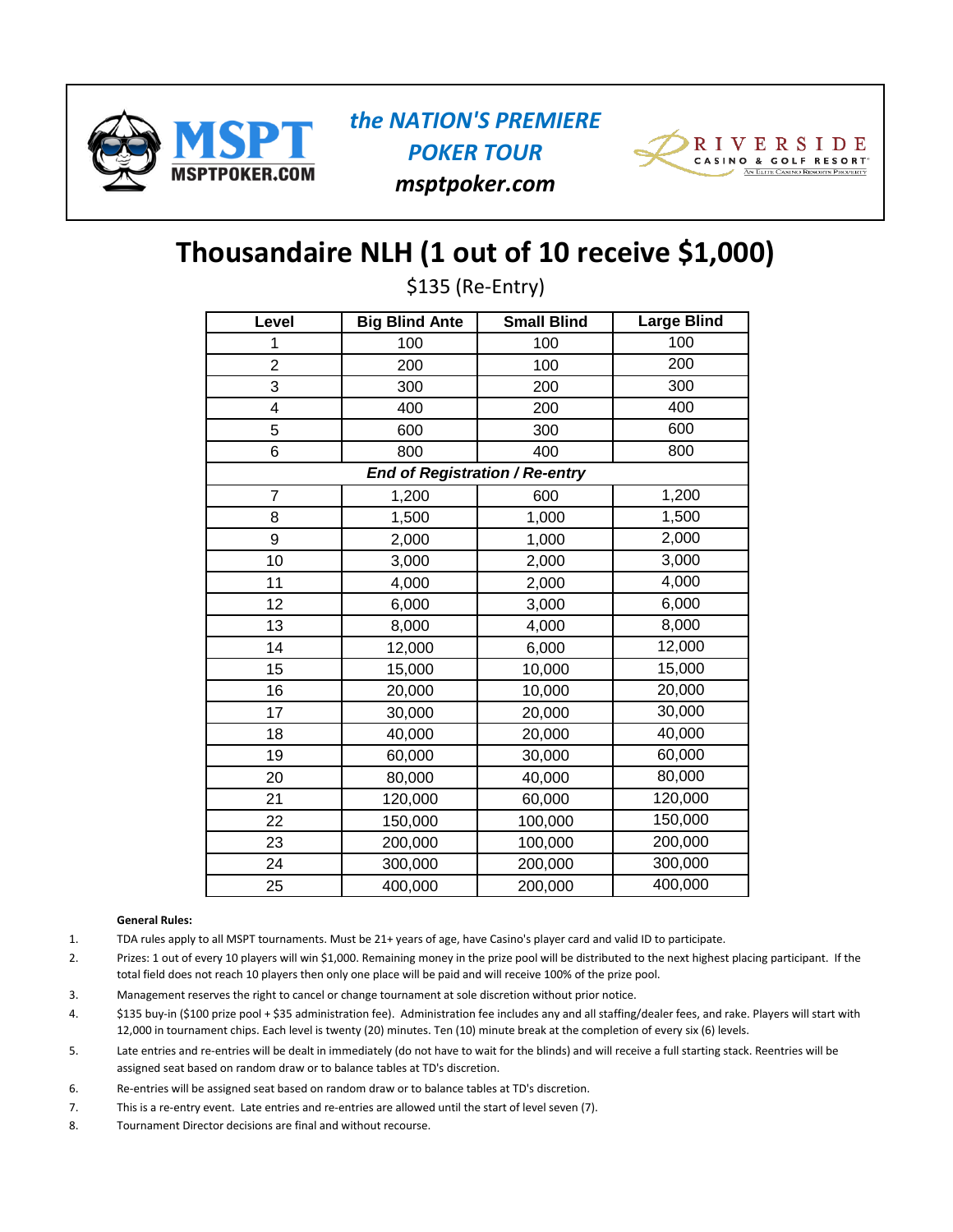MSPT
MSPTPOKER.COM

*the NATION'S PREMIERE*
*POKER TOUR*
*msptpoker.com*

RIVERSIDE
CASINO & GOLF RESORT
AN ELITE CASINO RESORTS PROPERTY

# Thousandaire NLH (1 out of 10 receive $1,000)

$135 (Re-Entry)

| Level | Big Blind Ante | Small Blind | Large Blind |
|---|---|---|---|
| 1 | 100 | 100 | 100 |
| 2 | 200 | 100 | 200 |
| 3 | 300 | 200 | 300 |
| 4 | 400 | 200 | 400 |
| 5 | 600 | 300 | 600 |
| 6 | 800 | 400 | 800 |
| ***End of Registration / Re-entry*** | | | |
| 7 | 1,200 | 600 | 1,200 |
| 8 | 1,500 | 1,000 | 1,500 |
| 9 | 2,000 | 1,000 | 2,000 |
| 10 | 3,000 | 2,000 | 3,000 |
| 11 | 4,000 | 2,000 | 4,000 |
| 12 | 6,000 | 3,000 | 6,000 |
| 13 | 8,000 | 4,000 | 8,000 |
| 14 | 12,000 | 6,000 | 12,000 |
| 15 | 15,000 | 10,000 | 15,000 |
| 16 | 20,000 | 10,000 | 20,000 |
| 17 | 30,000 | 20,000 | 30,000 |
| 18 | 40,000 | 20,000 | 40,000 |
| 19 | 60,000 | 30,000 | 60,000 |
| 20 | 80,000 | 40,000 | 80,000 |
| 21 | 120,000 | 60,000 | 120,000 |
| 22 | 150,000 | 100,000 | 150,000 |
| 23 | 200,000 | 100,000 | 200,000 |
| 24 | 300,000 | 200,000 | 300,000 |
| 25 | 400,000 | 200,000 | 400,000 |

**General Rules:**

1. TDA rules apply to all MSPT tournaments. Must be 21+ years of age, have Casino's player card and valid ID to participate.
2. Prizes: 1 out of every 10 players will win $1,000. Remaining money in the prize pool will be distributed to the next highest placing participant. If the total field does not reach 10 players then only one place will be paid and will receive 100% of the prize pool.
3. Management reserves the right to cancel or change tournament at sole discretion without prior notice.
4. $135 buy-in ($100 prize pool + $35 administration fee). Administration fee includes any and all staffing/dealer fees, and rake. Players will start with 12,000 in tournament chips. Each level is twenty (20) minutes. Ten (10) minute break at the completion of every six (6) levels.
5. Late entries and re-entries will be dealt in immediately (do not have to wait for the blinds) and will receive a full starting stack. Reentries will be assigned seat based on random draw or to balance tables at TD's discretion.
6. Re-entries will be assigned seat based on random draw or to balance tables at TD's discretion.
7. This is a re-entry event. Late entries and re-entries are allowed until the start of level seven (7).
8. Tournament Director decisions are final and without recourse.